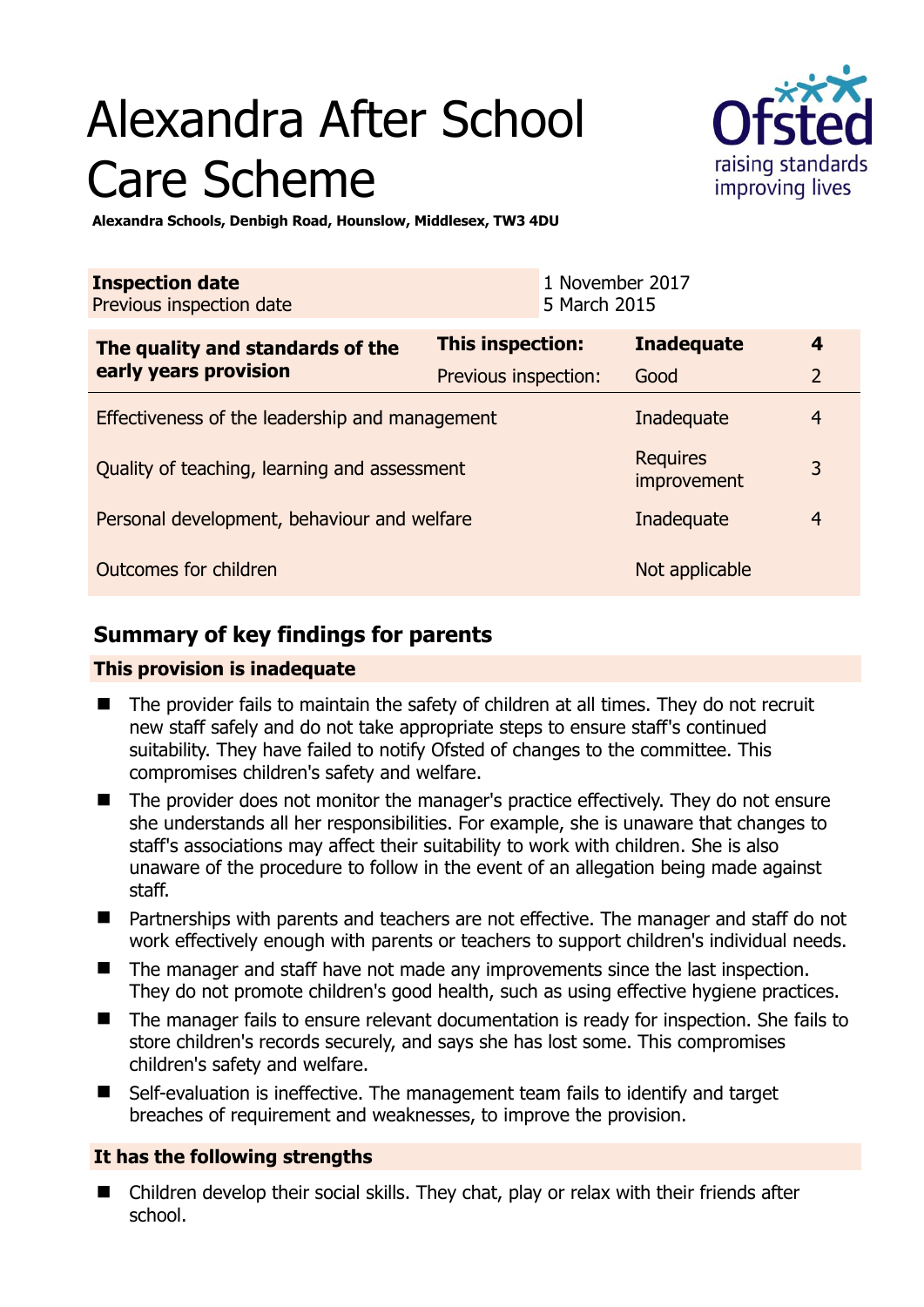# Alexandra After School Care Scheme

**Alexandra Schools, Denbigh Road, Hounslow, Middlesex, TW3 4DU**

| **Inspection date** | 1 November 2017 |
|---|---|
| Previous inspection date | 5 March 2015 |

| **The quality and standards of the early years provision** | **This inspection:** | **Inadequate** | **4** |
|---|---|---|---|
| | Previous inspection: | Good | 2 |
| Effectiveness of the leadership and management | | Inadequate | 4 |
| Quality of teaching, learning and assessment | | Requires improvement | 3 |
| Personal development, behaviour and welfare | | Inadequate | 4 |
| Outcomes for children | | Not applicable | |

## Summary of key findings for parents

**This provision is inadequate**

- The provider fails to maintain the safety of children at all times. They do not recruit new staff safely and do not take appropriate steps to ensure staff's continued suitability. They have failed to notify Ofsted of changes to the committee. This compromises children's safety and welfare.
- The provider does not monitor the manager's practice effectively. They do not ensure she understands all her responsibilities. For example, she is unaware that changes to staff's associations may affect their suitability to work with children. She is also unaware of the procedure to follow in the event of an allegation being made against staff.
- Partnerships with parents and teachers are not effective. The manager and staff do not work effectively enough with parents or teachers to support children's individual needs.
- The manager and staff have not made any improvements since the last inspection. They do not promote children's good health, such as using effective hygiene practices.
- The manager fails to ensure relevant documentation is ready for inspection. She fails to store children's records securely, and says she has lost some. This compromises children's safety and welfare.
- Self-evaluation is ineffective. The management team fails to identify and target breaches of requirement and weaknesses, to improve the provision.

**It has the following strengths**

- Children develop their social skills. They chat, play or relax with their friends after school.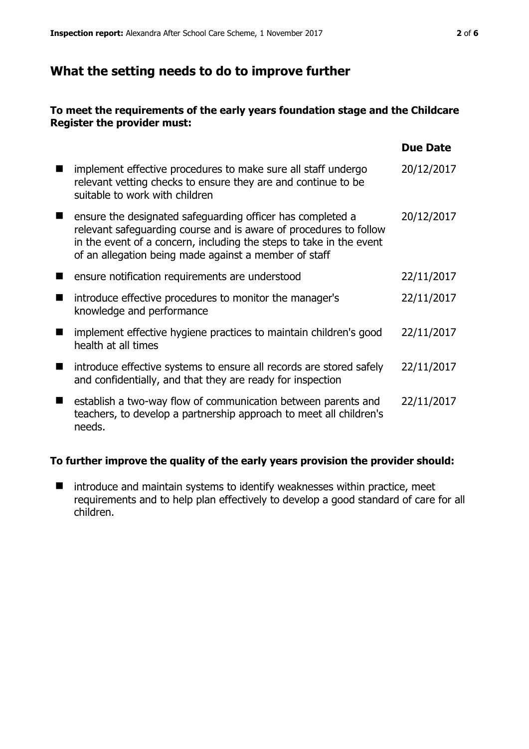## What the setting needs to do to improve further

**To meet the requirements of the early years foundation stage and the Childcare Register the provider must:**

| | Due Date |
|---|---|
| ■ implement effective procedures to make sure all staff undergo relevant vetting checks to ensure they are and continue to be suitable to work with children | 20/12/2017 |
| ■ ensure the designated safeguarding officer has completed a relevant safeguarding course and is aware of procedures to follow in the event of a concern, including the steps to take in the event of an allegation being made against a member of staff | 20/12/2017 |
| ■ ensure notification requirements are understood | 22/11/2017 |
| ■ introduce effective procedures to monitor the manager's knowledge and performance | 22/11/2017 |
| ■ implement effective hygiene practices to maintain children's good health at all times | 22/11/2017 |
| ■ introduce effective systems to ensure all records are stored safely and confidentially, and that they are ready for inspection | 22/11/2017 |
| ■ establish a two-way flow of communication between parents and teachers, to develop a partnership approach to meet all children's needs. | 22/11/2017 |

**To further improve the quality of the early years provision the provider should:**

- introduce and maintain systems to identify weaknesses within practice, meet requirements and to help plan effectively to develop a good standard of care for all children.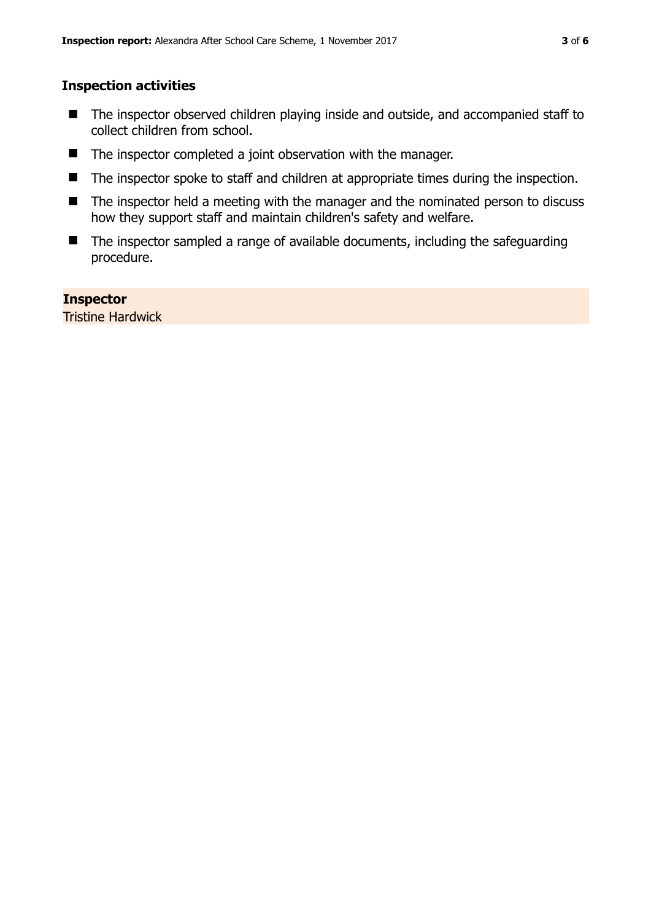## Inspection activities

- The inspector observed children playing inside and outside, and accompanied staff to collect children from school.
- The inspector completed a joint observation with the manager.
- The inspector spoke to staff and children at appropriate times during the inspection.
- The inspector held a meeting with the manager and the nominated person to discuss how they support staff and maintain children's safety and welfare.
- The inspector sampled a range of available documents, including the safeguarding procedure.

**Inspector**
Tristine Hardwick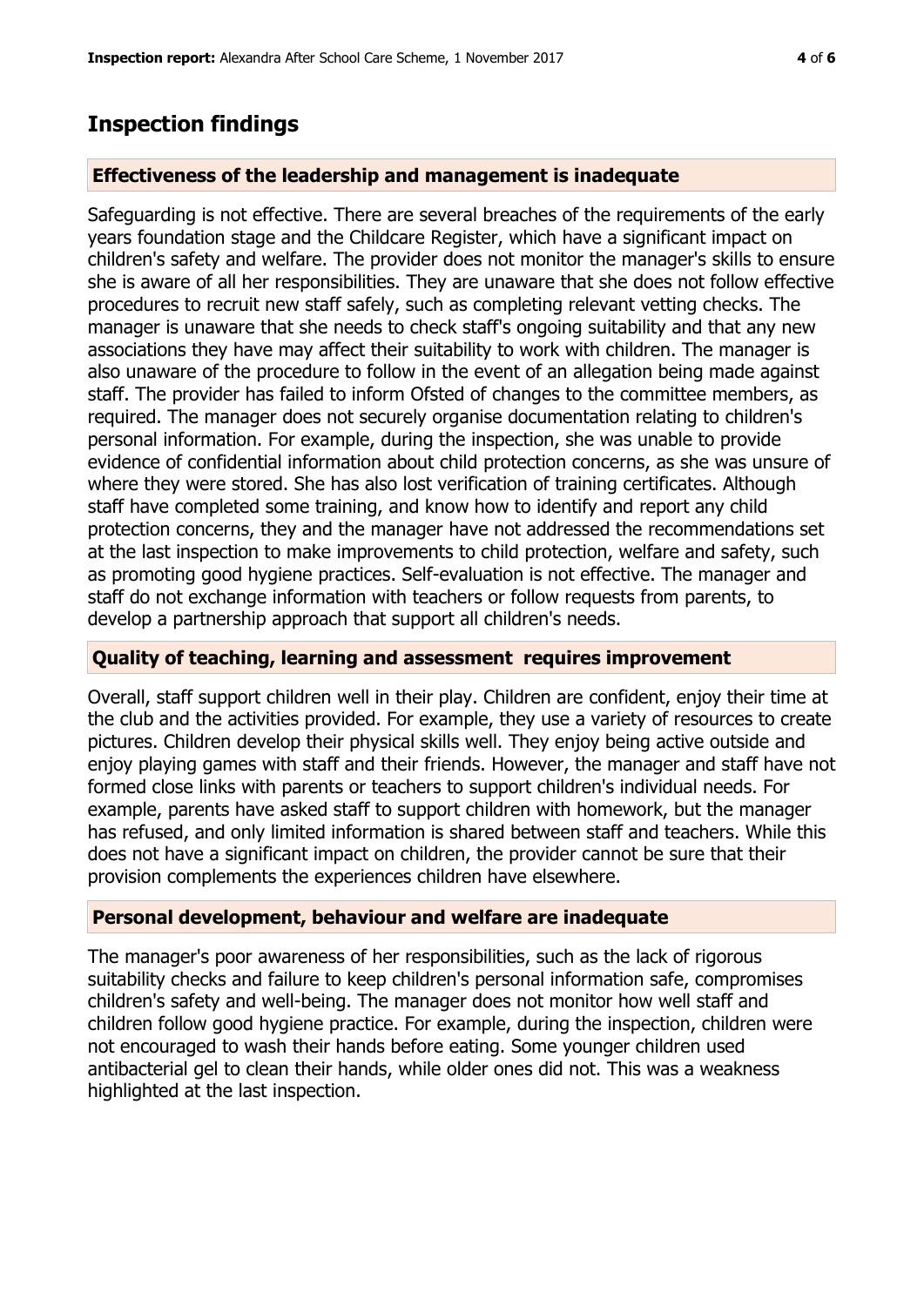# Inspection findings

### Effectiveness of the leadership and management is inadequate

Safeguarding is not effective. There are several breaches of the requirements of the early years foundation stage and the Childcare Register, which have a significant impact on children's safety and welfare. The provider does not monitor the manager's skills to ensure she is aware of all her responsibilities. They are unaware that she does not follow effective procedures to recruit new staff safely, such as completing relevant vetting checks. The manager is unaware that she needs to check staff's ongoing suitability and that any new associations they have may affect their suitability to work with children. The manager is also unaware of the procedure to follow in the event of an allegation being made against staff. The provider has failed to inform Ofsted of changes to the committee members, as required. The manager does not securely organise documentation relating to children's personal information. For example, during the inspection, she was unable to provide evidence of confidential information about child protection concerns, as she was unsure of where they were stored. She has also lost verification of training certificates. Although staff have completed some training, and know how to identify and report any child protection concerns, they and the manager have not addressed the recommendations set at the last inspection to make improvements to child protection, welfare and safety, such as promoting good hygiene practices. Self-evaluation is not effective. The manager and staff do not exchange information with teachers or follow requests from parents, to develop a partnership approach that support all children's needs.

### Quality of teaching, learning and assessment requires improvement

Overall, staff support children well in their play. Children are confident, enjoy their time at the club and the activities provided. For example, they use a variety of resources to create pictures. Children develop their physical skills well. They enjoy being active outside and enjoy playing games with staff and their friends. However, the manager and staff have not formed close links with parents or teachers to support children's individual needs. For example, parents have asked staff to support children with homework, but the manager has refused, and only limited information is shared between staff and teachers. While this does not have a significant impact on children, the provider cannot be sure that their provision complements the experiences children have elsewhere.

### Personal development, behaviour and welfare are inadequate

The manager's poor awareness of her responsibilities, such as the lack of rigorous suitability checks and failure to keep children's personal information safe, compromises children's safety and well-being. The manager does not monitor how well staff and children follow good hygiene practice. For example, during the inspection, children were not encouraged to wash their hands before eating. Some younger children used antibacterial gel to clean their hands, while older ones did not. This was a weakness highlighted at the last inspection.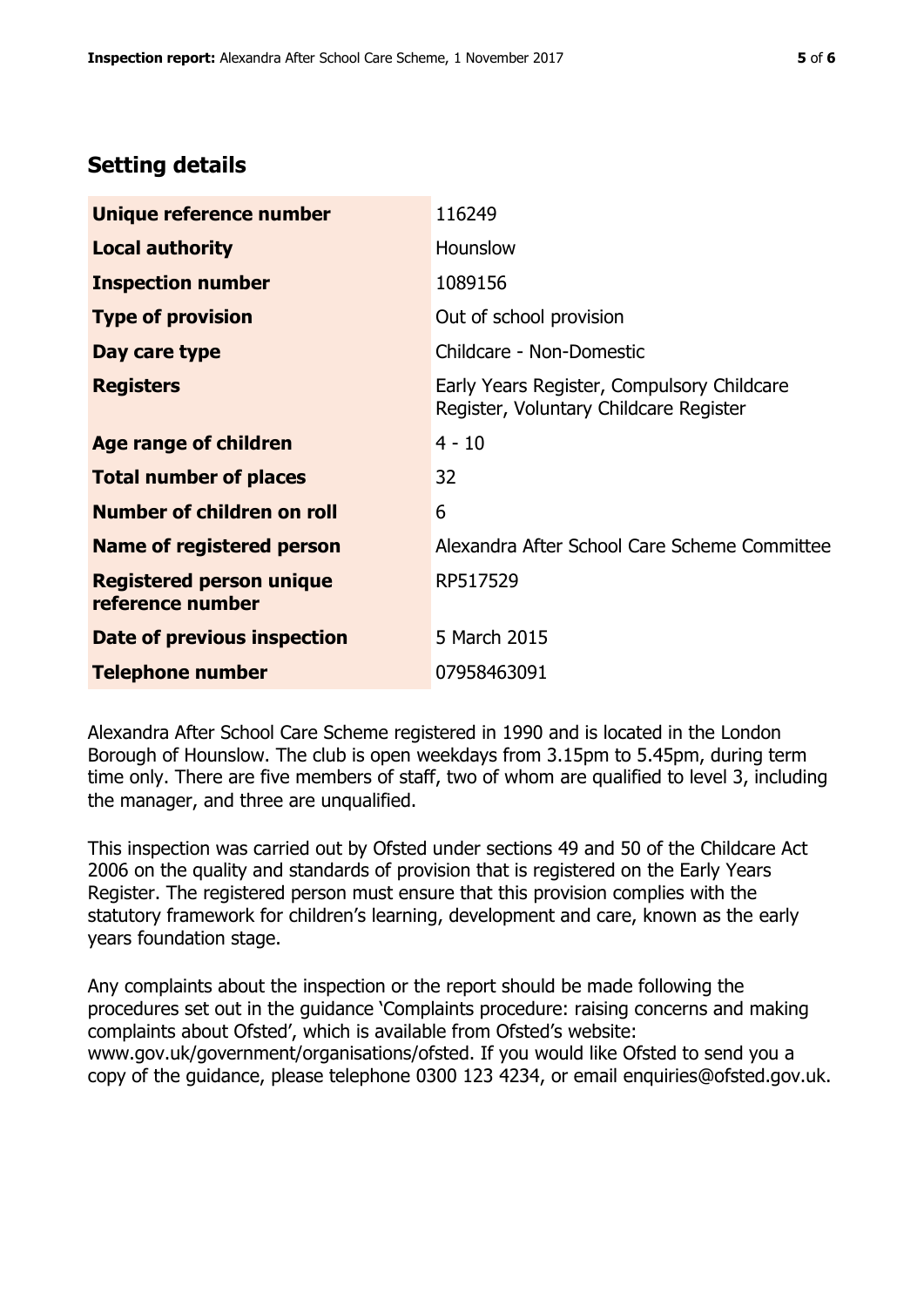## Setting details

| | |
|---|---|
| **Unique reference number** | 116249 |
| **Local authority** | Hounslow |
| **Inspection number** | 1089156 |
| **Type of provision** | Out of school provision |
| **Day care type** | Childcare - Non-Domestic |
| **Registers** | Early Years Register, Compulsory Childcare Register, Voluntary Childcare Register |
| **Age range of children** | 4 - 10 |
| **Total number of places** | 32 |
| **Number of children on roll** | 6 |
| **Name of registered person** | Alexandra After School Care Scheme Committee |
| **Registered person unique reference number** | RP517529 |
| **Date of previous inspection** | 5 March 2015 |
| **Telephone number** | 07958463091 |

Alexandra After School Care Scheme registered in 1990 and is located in the London Borough of Hounslow. The club is open weekdays from 3.15pm to 5.45pm, during term time only. There are five members of staff, two of whom are qualified to level 3, including the manager, and three are unqualified.

This inspection was carried out by Ofsted under sections 49 and 50 of the Childcare Act 2006 on the quality and standards of provision that is registered on the Early Years Register. The registered person must ensure that this provision complies with the statutory framework for children's learning, development and care, known as the early years foundation stage.

Any complaints about the inspection or the report should be made following the procedures set out in the guidance 'Complaints procedure: raising concerns and making complaints about Ofsted', which is available from Ofsted's website: www.gov.uk/government/organisations/ofsted. If you would like Ofsted to send you a copy of the guidance, please telephone 0300 123 4234, or email enquiries@ofsted.gov.uk.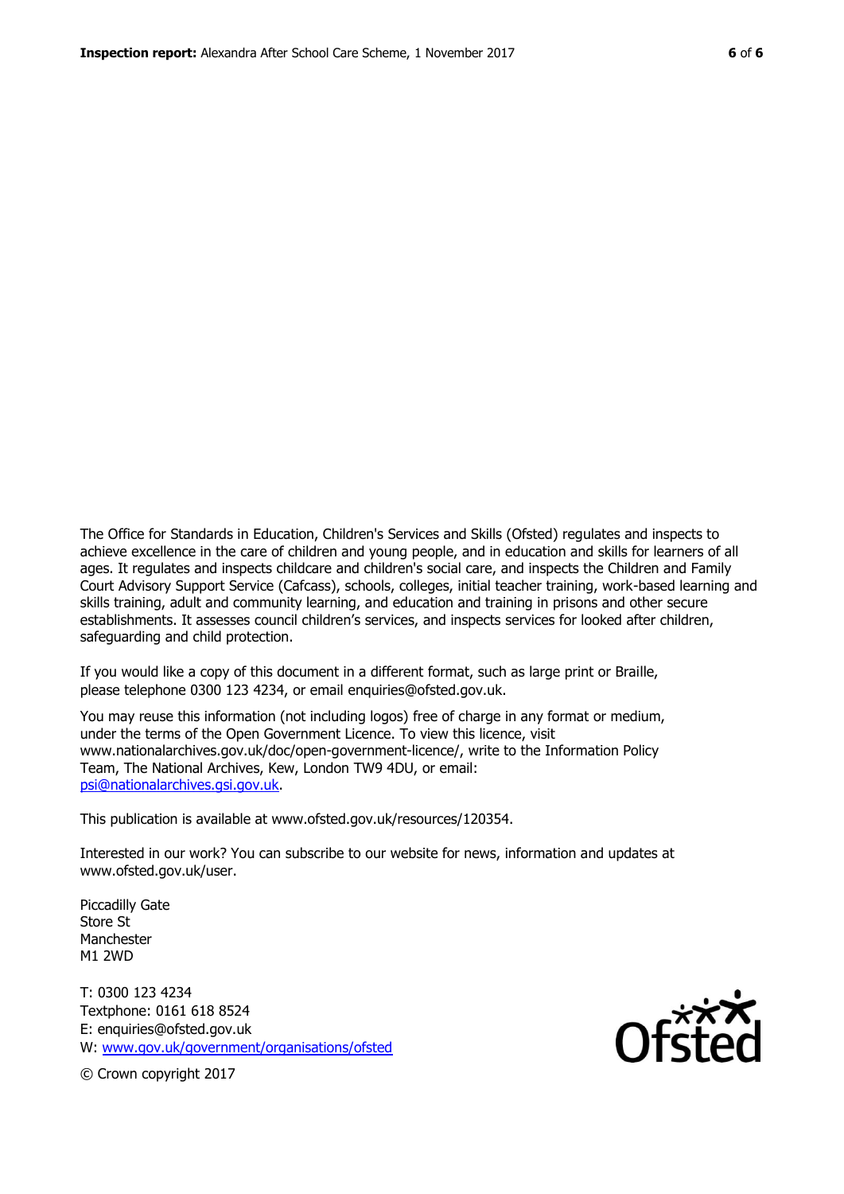The Office for Standards in Education, Children's Services and Skills (Ofsted) regulates and inspects to achieve excellence in the care of children and young people, and in education and skills for learners of all ages. It regulates and inspects childcare and children's social care, and inspects the Children and Family Court Advisory Support Service (Cafcass), schools, colleges, initial teacher training, work-based learning and skills training, adult and community learning, and education and training in prisons and other secure establishments. It assesses council children's services, and inspects services for looked after children, safeguarding and child protection.

If you would like a copy of this document in a different format, such as large print or Braille, please telephone 0300 123 4234, or email enquiries@ofsted.gov.uk.

You may reuse this information (not including logos) free of charge in any format or medium, under the terms of the Open Government Licence. To view this licence, visit www.nationalarchives.gov.uk/doc/open-government-licence/, write to the Information Policy Team, The National Archives, Kew, London TW9 4DU, or email: psi@nationalarchives.gsi.gov.uk.

This publication is available at www.ofsted.gov.uk/resources/120354.

Interested in our work? You can subscribe to our website for news, information and updates at www.ofsted.gov.uk/user.

Piccadilly Gate
Store St
Manchester
M1 2WD

T: 0300 123 4234
Textphone: 0161 618 8524
E: enquiries@ofsted.gov.uk
W: www.gov.uk/government/organisations/ofsted

© Crown copyright 2017